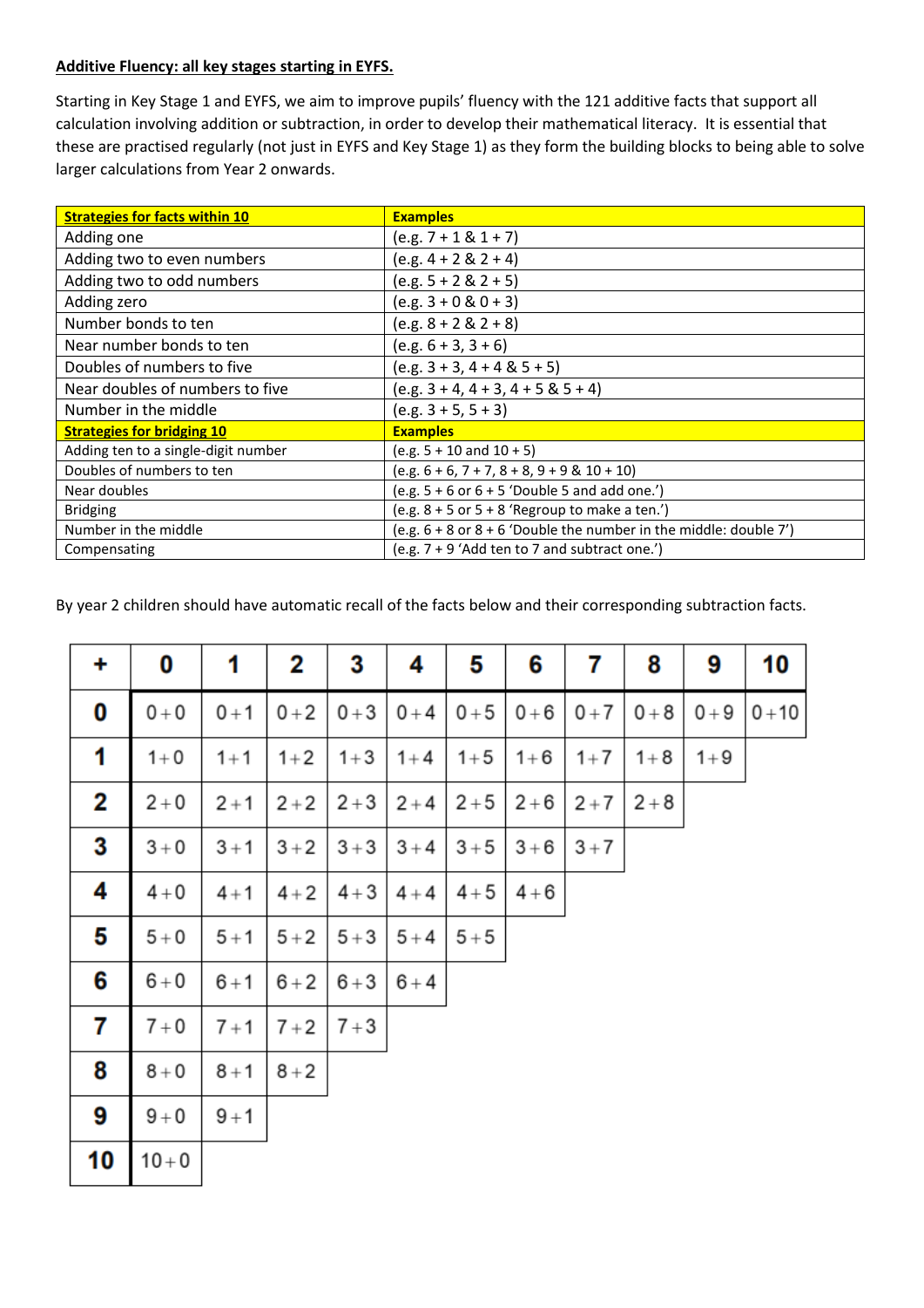**Additive Fluency: all key stages starting in EYFS.**

Starting in Key Stage 1 and EYFS, we aim to improve pupils' fluency with the 121 additive facts that support all calculation involving addition or subtraction, in order to develop their mathematical literacy. It is essential that these are practised regularly (not just in EYFS and Key Stage 1) as they form the building blocks to being able to solve larger calculations from Year 2 onwards.

| **Strategies for facts within 10** | **Examples** |
|---|---|
| Adding one | (e.g. 7 + 1 & 1 + 7) |
| Adding two to even numbers | (e.g. 4 + 2 & 2 + 4) |
| Adding two to odd numbers | (e.g. 5 + 2 & 2 + 5) |
| Adding zero | (e.g. 3 + 0 & 0 + 3) |
| Number bonds to ten | (e.g. 8 + 2 & 2 + 8) |
| Near number bonds to ten | (e.g. 6 + 3, 3 + 6) |
| Doubles of numbers to five | (e.g. 3 + 3, 4 + 4 & 5 + 5) |
| Near doubles of numbers to five | (e.g. 3 + 4, 4 + 3, 4 + 5 & 5 + 4) |
| Number in the middle | (e.g. 3 + 5, 5 + 3) |
| **Strategies for bridging 10** | **Examples** |
| Adding ten to a single-digit number | (e.g. 5 + 10 and 10 + 5) |
| Doubles of numbers to ten | (e.g. 6 + 6, 7 + 7, 8 + 8, 9 + 9 & 10 + 10) |
| Near doubles | (e.g. 5 + 6 or 6 + 5 'Double 5 and add one.') |
| Bridging | (e.g. 8 + 5 or 5 + 8 'Regroup to make a ten.') |
| Number in the middle | (e.g. 6 + 8 or 8 + 6 'Double the number in the middle: double 7') |
| Compensating | (e.g. 7 + 9 'Add ten to 7 and subtract one.') |

By year 2 children should have automatic recall of the facts below and their corresponding subtraction facts.

| + | 0 | 1 | 2 | 3 | 4 | 5 | 6 | 7 | 8 | 9 | 10 |
|---|---|---|---|---|---|---|---|---|---|---|---|
| **0** | 0+0 | 0+1 | 0+2 | 0+3 | 0+4 | 0+5 | 0+6 | 0+7 | 0+8 | 0+9 | 0+10 |
| **1** | 1+0 | 1+1 | 1+2 | 1+3 | 1+4 | 1+5 | 1+6 | 1+7 | 1+8 | 1+9 | |
| **2** | 2+0 | 2+1 | 2+2 | 2+3 | 2+4 | 2+5 | 2+6 | 2+7 | 2+8 | | |
| **3** | 3+0 | 3+1 | 3+2 | 3+3 | 3+4 | 3+5 | 3+6 | 3+7 | | | |
| **4** | 4+0 | 4+1 | 4+2 | 4+3 | 4+4 | 4+5 | 4+6 | | | | |
| **5** | 5+0 | 5+1 | 5+2 | 5+3 | 5+4 | 5+5 | | | | | |
| **6** | 6+0 | 6+1 | 6+2 | 6+3 | 6+4 | | | | | | |
| **7** | 7+0 | 7+1 | 7+2 | 7+3 | | | | | | | |
| **8** | 8+0 | 8+1 | 8+2 | | | | | | | | |
| **9** | 9+0 | 9+1 | | | | | | | | | |
| **10** | 10+0 | | | | | | | | | | |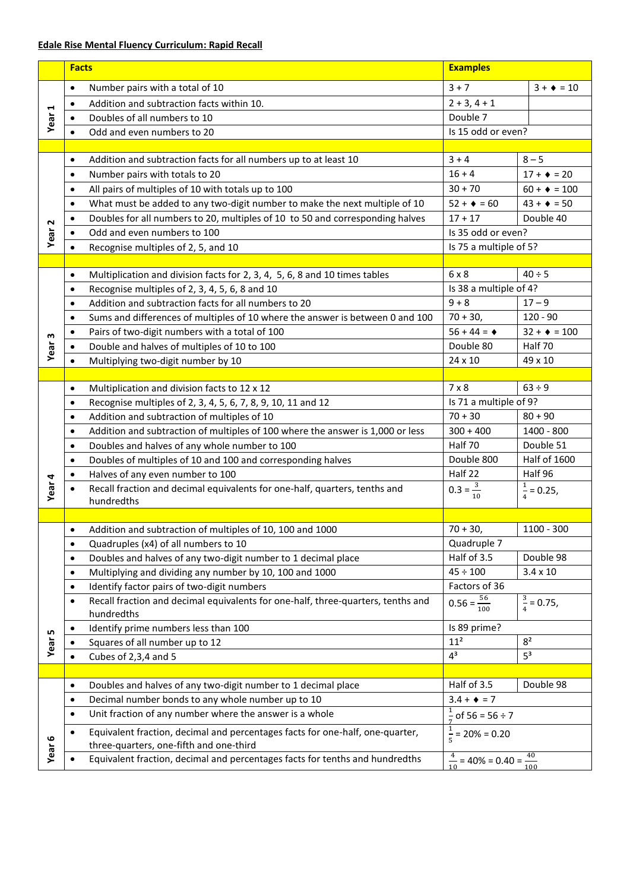**Edale Rise Mental Fluency Curriculum: Rapid Recall**

| | Facts | Examples | |
|---|---|---|---|
| Year 1 | • Number pairs with a total of 10 | 3 + 7 | 3 + ♦ = 10 |
| | • Addition and subtraction facts within 10. | 2 + 3, 4 + 1 | |
| | • Doubles of all numbers to 10 | Double 7 | |
| | • Odd and even numbers to 20 | Is 15 odd or even? | |
| | | | |
| Year 2 | • Addition and subtraction facts for all numbers up to at least 10 | 3 + 4 | 8 – 5 |
| | • Number pairs with totals to 20 | 16 + 4 | 17 + ♦ = 20 |
| | • All pairs of multiples of 10 with totals up to 100 | 30 + 70 | 60 + ♦ = 100 |
| | • What must be added to any two-digit number to make the next multiple of 10 | 52 + ♦ = 60 | 43 + ♦ = 50 |
| | • Doubles for all numbers to 20, multiples of 10 to 50 and corresponding halves | 17 + 17 | Double 40 |
| | • Odd and even numbers to 100 | Is 35 odd or even? | |
| | • Recognise multiples of 2, 5, and 10 | Is 75 a multiple of 5? | |
| | | | |
| Year 3 | • Multiplication and division facts for 2, 3, 4, 5, 6, 8 and 10 times tables | 6 x 8 | 40 ÷ 5 |
| | • Recognise multiples of 2, 3, 4, 5, 6, 8 and 10 | Is 38 a multiple of 4? | |
| | • Addition and subtraction facts for all numbers to 20 | 9 + 8 | 17 – 9 |
| | • Sums and differences of multiples of 10 where the answer is between 0 and 100 | 70 + 30, | 120 - 90 |
| | • Pairs of two-digit numbers with a total of 100 | 56 + 44 = ♦ | 32 + ♦ = 100 |
| | • Double and halves of multiples of 10 to 100 | Double 80 | Half 70 |
| | • Multiplying two-digit number by 10 | 24 x 10 | 49 x 10 |
| | | | |
| Year 4 | • Multiplication and division facts to 12 x 12 | 7 x 8 | 63 ÷ 9 |
| | • Recognise multiples of 2, 3, 4, 5, 6, 7, 8, 9, 10, 11 and 12 | Is 71 a multiple of 9? | |
| | • Addition and subtraction of multiples of 10 | 70 + 30 | 80 + 90 |
| | • Addition and subtraction of multiples of 100 where the answer is 1,000 or less | 300 + 400 | 1400 - 800 |
| | • Doubles and halves of any whole number to 100 | Half 70 | Double 51 |
| | • Doubles of multiples of 10 and 100 and corresponding halves | Double 800 | Half of 1600 |
| | • Halves of any even number to 100 | Half 22 | Half 96 |
| | • Recall fraction and decimal equivalents for one-half, quarters, tenths and hundredths | $0.3 = \frac{3}{10}$ | $\frac{1}{4} = 0.25$, |
| | | | |
| Year 5 | • Addition and subtraction of multiples of 10, 100 and 1000 | 70 + 30, | 1100 - 300 |
| | • Quadruples (x4) of all numbers to 10 | Quadruple 7 | |
| | • Doubles and halves of any two-digit number to 1 decimal place | Half of 3.5 | Double 98 |
| | • Multiplying and dividing any number by 10, 100 and 1000 | 45 ÷ 100 | 3.4 x 10 |
| | • Identify factor pairs of two-digit numbers | Factors of 36 | |
| | • Recall fraction and decimal equivalents for one-half, three-quarters, tenths and hundredths | $0.56 = \frac{56}{100}$ | $\frac{3}{4} = 0.75$, |
| | • Identify prime numbers less than 100 | Is 89 prime? | |
| | • Squares of all number up to 12 | $11^2$ | $8^2$ |
| | • Cubes of 2,3,4 and 5 | $4^3$ | $5^3$ |
| | | | |
| Year 6 | • Doubles and halves of any two-digit number to 1 decimal place | Half of 3.5 | Double 98 |
| | • Decimal number bonds to any whole number up to 10 | 3.4 + ♦ = 7 | |
| | • Unit fraction of any number where the answer is a whole | $\frac{1}{7}$ of 56 = 56 ÷ 7 | |
| | • Equivalent fraction, decimal and percentages facts for one-half, one-quarter, three-quarters, one-fifth and one-third | $\frac{1}{5}$ = 20% = 0.20 | |
| | • Equivalent fraction, decimal and percentages facts for tenths and hundredths | $\frac{4}{10}$ = 40% = 0.40 = $\frac{40}{100}$ | |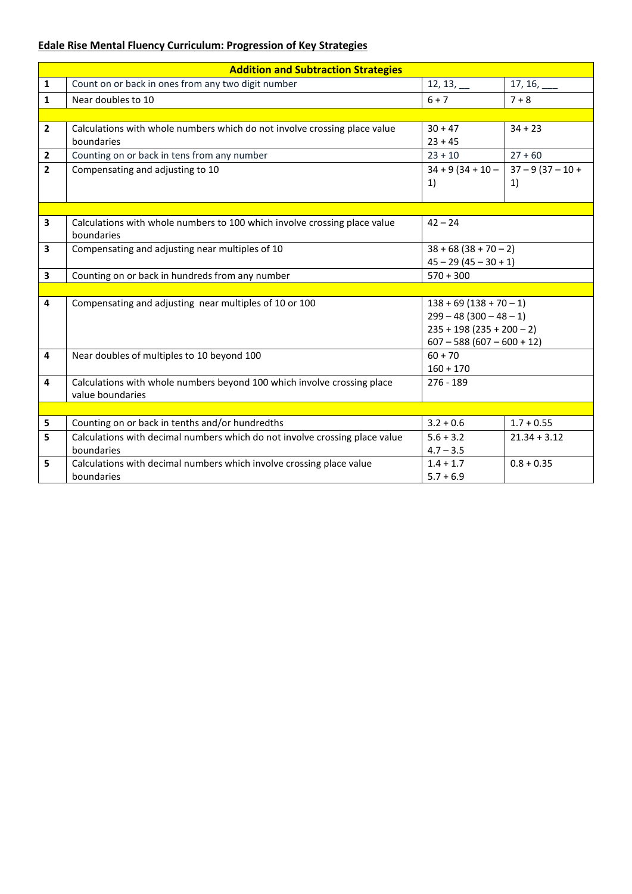**Edale Rise Mental Fluency Curriculum: Progression of Key Strategies**

| Addition and Subtraction Strategies | | | |
|---|---|---|---|
| 1 | Count on or back in ones from any two digit number | 12, 13, __ | 17, 16, ___ |
| 1 | Near doubles to 10 | 6 + 7 | 7 + 8 |
| | | | |
| 2 | Calculations with whole numbers which do not involve crossing place value boundaries | 30 + 47<br>23 + 45 | 34 + 23 |
| 2 | Counting on or back in tens from any number | 23 + 10 | 27 + 60 |
| 2 | Compensating and adjusting to 10 | 34 + 9 (34 + 10 – 1) | 37 – 9 (37 – 10 + 1) |
| | | | |
| 3 | Calculations with whole numbers to 100 which involve crossing place value boundaries | 42 – 24 | |
| 3 | Compensating and adjusting near multiples of 10 | 38 + 68 (38 + 70 – 2)<br>45 – 29 (45 – 30 + 1) | |
| 3 | Counting on or back in hundreds from any number | 570 + 300 | |
| | | | |
| 4 | Compensating and adjusting near multiples of 10 or 100 | 138 + 69 (138 + 70 – 1)<br>299 – 48 (300 – 48 – 1)<br>235 + 198 (235 + 200 – 2)<br>607 – 588 (607 – 600 + 12) | |
| 4 | Near doubles of multiples to 10 beyond 100 | 60 + 70<br>160 + 170 | |
| 4 | Calculations with whole numbers beyond 100 which involve crossing place value boundaries | 276 - 189 | |
| | | | |
| 5 | Counting on or back in tenths and/or hundredths | 3.2 + 0.6 | 1.7 + 0.55 |
| 5 | Calculations with decimal numbers which do not involve crossing place value boundaries | 5.6 + 3.2<br>4.7 – 3.5 | 21.34 + 3.12 |
| 5 | Calculations with decimal numbers which involve crossing place value boundaries | 1.4 + 1.7<br>5.7 + 6.9 | 0.8 + 0.35 |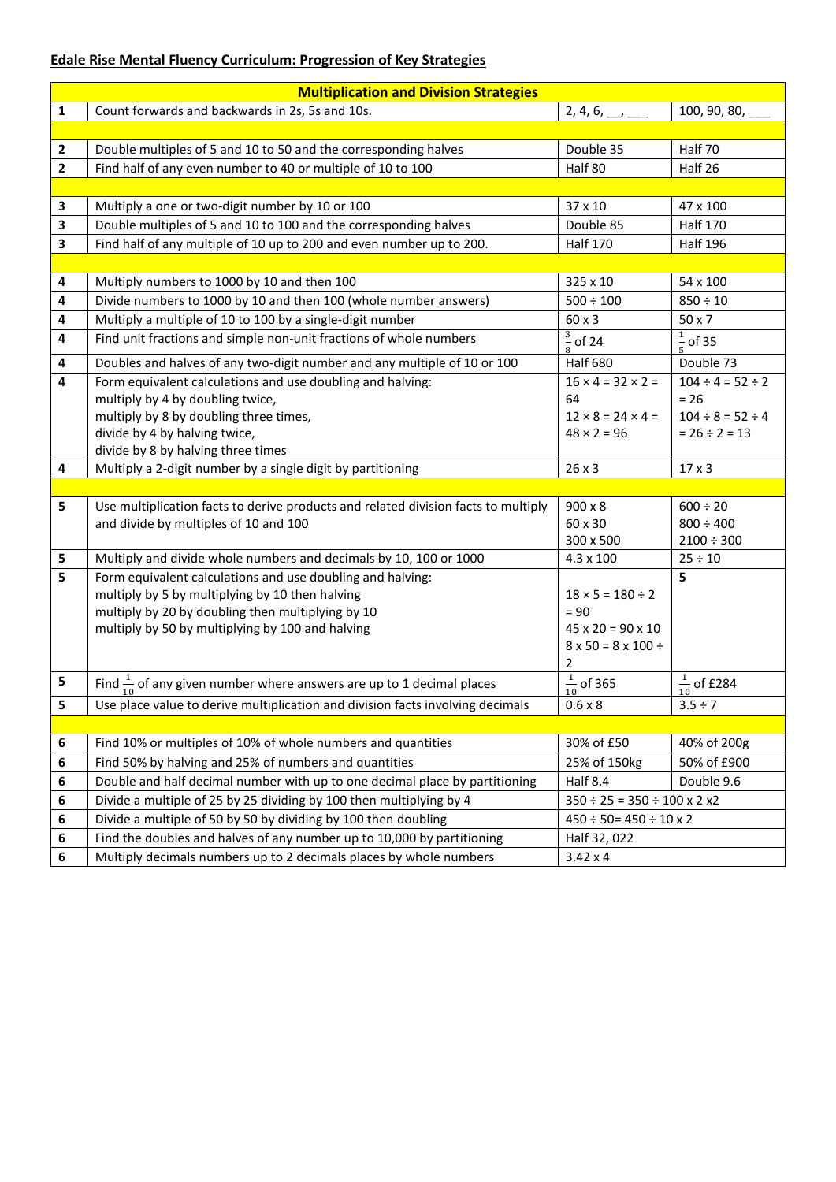**Edale Rise Mental Fluency Curriculum: Progression of Key Strategies**

| Multiplication and Division Strategies | | | |
|---|---|---|---|
| **1** | Count forwards and backwards in 2s, 5s and 10s. | 2, 4, 6, __, ___ | 100, 90, 80, ___ |
| | | | |
| **2** | Double multiples of 5 and 10 to 50 and the corresponding halves | Double 35 | Half 70 |
| **2** | Find half of any even number to 40 or multiple of 10 to 100 | Half 80 | Half 26 |
| | | | |
| **3** | Multiply a one or two-digit number by 10 or 100 | 37 x 10 | 47 x 100 |
| **3** | Double multiples of 5 and 10 to 100 and the corresponding halves | Double 85 | Half 170 |
| **3** | Find half of any multiple of 10 up to 200 and even number up to 200. | Half 170 | Half 196 |
| | | | |
| **4** | Multiply numbers to 1000 by 10 and then 100 | 325 x 10 | 54 x 100 |
| **4** | Divide numbers to 1000 by 10 and then 100 (whole number answers) | 500 ÷ 100 | 850 ÷ 10 |
| **4** | Multiply a multiple of 10 to 100 by a single-digit number | 60 x 3 | 50 x 7 |
| **4** | Find unit fractions and simple non-unit fractions of whole numbers | $\frac{3}{8}$ of 24 | $\frac{1}{5}$ of 35 |
| **4** | Doubles and halves of any two-digit number and any multiple of 10 or 100 | Half 680 | Double 73 |
| **4** | Form equivalent calculations and use doubling and halving:<br>multiply by 4 by doubling twice,<br>multiply by 8 by doubling three times,<br>divide by 4 by halving twice,<br>divide by 8 by halving three times | 16 × 4 = 32 × 2 = 64<br>12 × 8 = 24 × 4 = 48 × 2 = 96 | 104 ÷ 4 = 52 ÷ 2 = 26<br>104 ÷ 8 = 52 ÷ 4 = 26 ÷ 2 = 13 |
| **4** | Multiply a 2-digit number by a single digit by partitioning | 26 x 3 | 17 x 3 |
| | | | |
| **5** | Use multiplication facts to derive products and related division facts to multiply and divide by multiples of 10 and 100 | 900 x 8<br>60 x 30<br>300 x 500 | 600 ÷ 20<br>800 ÷ 400<br>2100 ÷ 300 |
| **5** | Multiply and divide whole numbers and decimals by 10, 100 or 1000 | 4.3 x 100 | 25 ÷ 10 |
| **5** | Form equivalent calculations and use doubling and halving:<br>multiply by 5 by multiplying by 10 then halving<br>multiply by 20 by doubling then multiplying by 10<br>multiply by 50 by multiplying by 100 and halving | 18 × 5 = 180 ÷ 2 = 90<br>45 x 20 = 90 x 10<br>8 x 50 = 8 x 100 ÷ 2 | **5** |
| **5** | Find $\frac{1}{10}$ of any given number where answers are up to 1 decimal places | $\frac{1}{10}$ of 365 | $\frac{1}{10}$ of £284 |
| **5** | Use place value to derive multiplication and division facts involving decimals | 0.6 x 8 | 3.5 ÷ 7 |
| | | | |
| **6** | Find 10% or multiples of 10% of whole numbers and quantities | 30% of £50 | 40% of 200g |
| **6** | Find 50% by halving and 25% of numbers and quantities | 25% of 150kg | 50% of £900 |
| **6** | Double and half decimal number with up to one decimal place by partitioning | Half 8.4 | Double 9.6 |
| **6** | Divide a multiple of 25 by 25 dividing by 100 then multiplying by 4 | 350 ÷ 25 = 350 ÷ 100 x 2 x2 | |
| **6** | Divide a multiple of 50 by 50 by dividing by 100 then doubling | 450 ÷ 50= 450 ÷ 10 x 2 | |
| **6** | Find the doubles and halves of any number up to 10,000 by partitioning | Half 32, 022 | |
| **6** | Multiply decimals numbers up to 2 decimals places by whole numbers | 3.42 x 4 | |